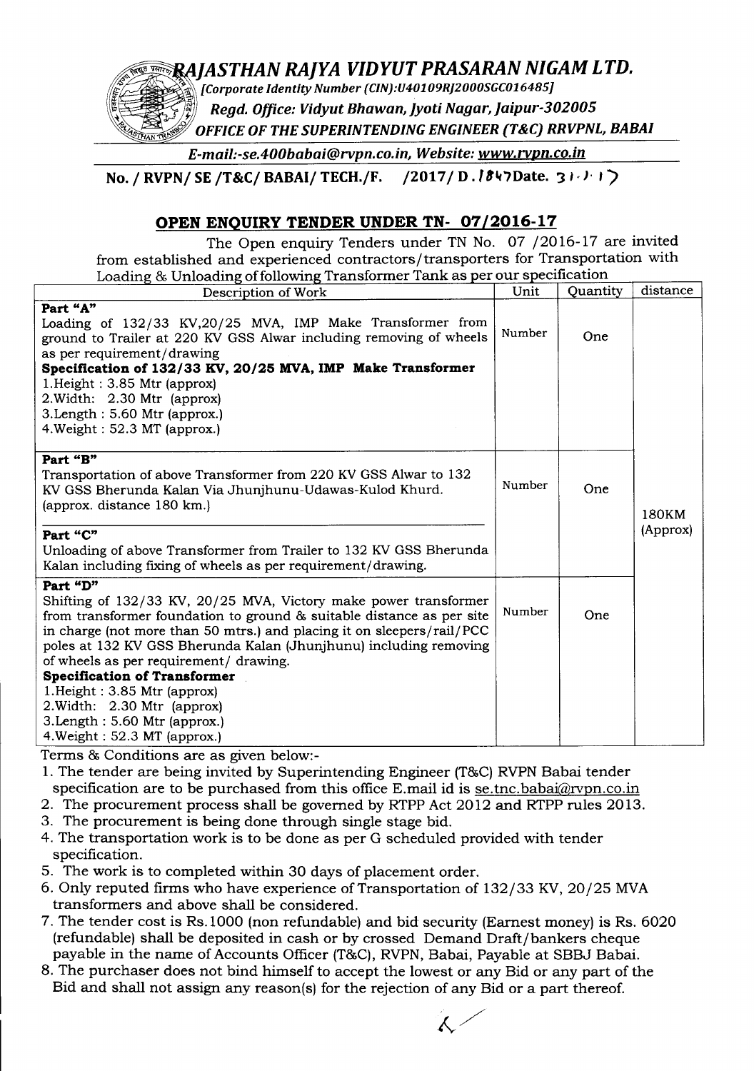# RAJASTHAN RAJYA VIDYUT PRASARAN NIGAM LTD.

*[Corporate Identity Number (CIN):U40109RJ2000SGC016485]*

***Regd. Office: Vidyut Bhawan, Jyoti Nagar, Jaipur-302005***

***OFFICE OF THE SUPERINTENDING ENGINEER (T&C) RRVPNL, BABAI***

*E-mail:-se.400babai@rvpn.co.in, Website: www.rvpn.co.in*

**No. / RVPN/ SE /T&C/ BABAI/ TECH./F. /2017/ D.1847Date. 31.1.17**

## OPEN ENQUIRY TENDER UNDER TN- 07/2016-17

The Open enquiry Tenders under TN No. 07 /2016-17 are invited from established and experienced contractors/transporters for Transportation with Loading & Unloading of following Transformer Tank as per our specification

| Description of Work | Unit | Quantity | distance |
|---|---|---|---|
| **Part "A"**<br>Loading of 132/33 KV,20/25 MVA, IMP Make Transformer from ground to Trailer at 220 KV GSS Alwar including removing of wheels as per requirement/drawing<br>**Specification of 132/33 KV, 20/25 MVA, IMP Make Transformer**<br>1.Height : 3.85 Mtr (approx)<br>2.Width: 2.30 Mtr (approx)<br>3.Length : 5.60 Mtr (approx.)<br>4.Weight : 52.3 MT (approx.) | Number | One | 180KM (Approx) |
| **Part "B"**<br>Transportation of above Transformer from 220 KV GSS Alwar to 132 KV GSS Bherunda Kalan Via Jhunjhunu-Udawas-Kulod Khurd. (approx. distance 180 km.)<br>**Part "C"**<br>Unloading of above Transformer from Trailer to 132 KV GSS Bherunda Kalan including fixing of wheels as per requirement/drawing. | Number | One | |
| **Part "D"**<br>Shifting of 132/33 KV, 20/25 MVA, Victory make power transformer from transformer foundation to ground & suitable distance as per site in charge (not more than 50 mtrs.) and placing it on sleepers/rail/PCC poles at 132 KV GSS Bherunda Kalan (Jhunjhunu) including removing of wheels as per requirement/ drawing.<br>**Specification of Transformer**<br>1.Height : 3.85 Mtr (approx)<br>2.Width: 2.30 Mtr (approx)<br>3.Length : 5.60 Mtr (approx.)<br>4.Weight : 52.3 MT (approx.) | Number | One | |

Terms & Conditions are as given below:-

1. The tender are being invited by Superintending Engineer (T&C) RVPN Babai tender specification are to be purchased from this office E.mail id is se.tnc.babai@rvpn.co.in
2. The procurement process shall be governed by RTPP Act 2012 and RTPP rules 2013.
3. The procurement is being done through single stage bid.
4. The transportation work is to be done as per G scheduled provided with tender specification.
5. The work is to completed within 30 days of placement order.
6. Only reputed firms who have experience of Transportation of 132/33 KV, 20/25 MVA transformers and above shall be considered.
7. The tender cost is Rs.1000 (non refundable) and bid security (Earnest money) is Rs. 6020 (refundable) shall be deposited in cash or by crossed Demand Draft/bankers cheque payable in the name of Accounts Officer (T&C), RVPN, Babai, Payable at SBBJ Babai.
8. The purchaser does not bind himself to accept the lowest or any Bid or any part of the Bid and shall not assign any reason(s) for the rejection of any Bid or a part thereof.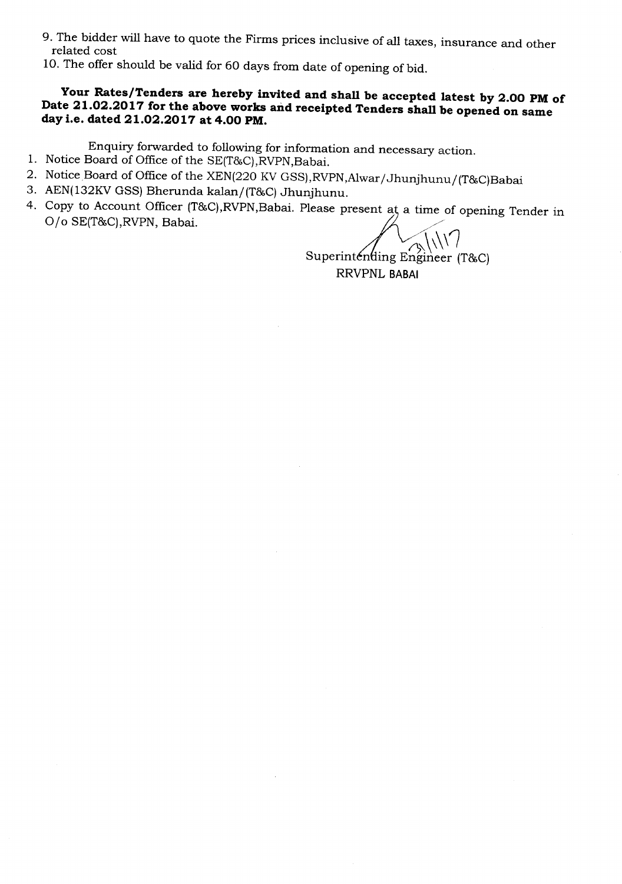9. The bidder will have to quote the Firms prices inclusive of all taxes, insurance and other related cost
10. The offer should be valid for 60 days from date of opening of bid.

**Your Rates/Tenders are hereby invited and shall be accepted latest by 2.00 PM of Date 21.02.2017 for the above works and receipted Tenders shall be opened on same day i.e. dated 21.02.2017 at 4.00 PM.**

Enquiry forwarded to following for information and necessary action.

1. Notice Board of Office of the SE(T&C),RVPN,Babai.
2. Notice Board of Office of the XEN(220 KV GSS),RVPN,Alwar/Jhunjhunu/(T&C)Babai
3. AEN(132KV GSS) Bherunda kalan/(T&C) Jhunjhunu.
4. Copy to Account Officer (T&C),RVPN,Babai. Please present at a time of opening Tender in O/o SE(T&C),RVPN, Babai.

3/1/17

Superintending Engineer (T&C)
RRVPNL BABAI